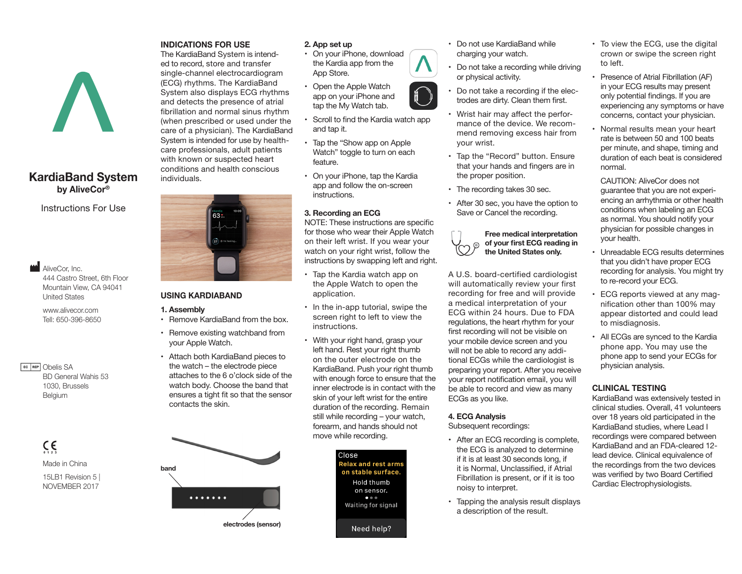# KardiaBand System

**by AliveCor®**

Instructions For Use

AliveCor, Inc.
444 Castro Street, 6th Floor
Mountain View, CA 94041
United States

www.alivecor.com
Tell: 650-396-8650

EC REP Obelis SA
BD General Wahis 53
1030, Brussels
Belgium

CE 0123

Made in China

15LB1 Revision 5 |
NOVEMBER 2017

## INDICATIONS FOR USE

The KardiaBand System is intended to record, store and transfer single-channel electrocardiogram (ECG) rhythms. The KardiaBand System also displays ECG rhythms and detects the presence of atrial fibrillation and normal sinus rhythm (when prescribed or used under the care of a physician). The KardiaBand System is intended for use by healthcare professionals, adult patients with known or suspected heart conditions and health conscious individuals.

## USING KARDIABAND

### 1. Assembly

- Remove KardiaBand from the box.
- Remove existing watchband from your Apple Watch.
- Attach both KardiaBand pieces to the watch – the electrode piece attaches to the 6 o'clock side of the watch body. Choose the band that ensures a tight fit so that the sensor contacts the skin.

band

electrodes (sensor)

### 2. App set up

- On your iPhone, download the Kardia app from the App Store.
- Open the Apple Watch app on your iPhone and tap the My Watch tab.
- Scroll to find the Kardia watch app and tap it.
- Tap the "Show app on Apple Watch" toggle to turn on each feature.
- On your iPhone, tap the Kardia app and follow the on-screen instructions.

### 3. Recording an ECG

NOTE: These instructions are specific for those who wear their Apple Watch on their left wrist. If you wear your watch on your right wrist, follow the instructions by swapping left and right.

- Tap the Kardia watch app on the Apple Watch to open the application.
- In the in-app tutorial, swipe the screen right to left to view the instructions.
- With your right hand, grasp your left hand. Rest your right thumb on the outer electrode on the KardiaBand. Push your right thumb with enough force to ensure that the inner electrode is in contact with the skin of your left wrist for the entire duration of the recording. Remain still while recording – your watch, forearm, and hands should not move while recording.

Close
Relax and rest arms on stable surface.
Hold thumb on sensor.
Waiting for signal
Need help?

- Do not use KardiaBand while charging your watch.
- Do not take a recording while driving or physical activity.
- Do not take a recording if the electrodes are dirty. Clean them first.
- Wrist hair may affect the performance of the device. We recommend removing excess hair from your wrist.
- Tap the "Record" button. Ensure that your hands and fingers are in the proper position.
- The recording takes 30 sec.
- After 30 sec, you have the option to Save or Cancel the recording.

**Free medical interpretation of your first ECG reading in the United States only.**

A U.S. board-certified cardiologist will automatically review your first recording for free and will provide a medical interpretation of your ECG within 24 hours. Due to FDA regulations, the heart rhythm for your first recording will not be visible on your mobile device screen and you will not be able to record any additional ECGs while the cardiologist is preparing your report. After you receive your report notification email, you will be able to record and view as many ECGs as you like.

### 4. ECG Analysis

Subsequent recordings:

- After an ECG recording is complete, the ECG is analyzed to determine if it is at least 30 seconds long, if it is Normal, Unclassified, if Atrial Fibrillation is present, or if it is too noisy to interpret.
- Tapping the analysis result displays a description of the result.
- To view the ECG, use the digital crown or swipe the screen right to left.
- Presence of Atrial Fibrillation (AF) in your ECG results may present only potential findings. If you are experiencing any symptoms or have concerns, contact your physician.
- Normal results mean your heart rate is between 50 and 100 beats per minute, and shape, timing and duration of each beat is considered normal.

  CAUTION: AliveCor does not guarantee that you are not experiencing an arrhythmia or other health conditions when labeling an ECG as normal. You should notify your physician for possible changes in your health.
- Unreadable ECG results determines that you didn't have proper ECG recording for analysis. You might try to re-record your ECG.
- ECG reports viewed at any magnification other than 100% may appear distorted and could lead to misdiagnosis.
- All ECGs are synced to the Kardia phone app. You may use the phone app to send your ECGs for physician analysis.

## CLINICAL TESTING

KardiaBand was extensively tested in clinical studies. Overall, 41 volunteers over 18 years old participated in the KardiaBand studies, where Lead I recordings were compared between KardiaBand and an FDA-cleared 12-lead device. Clinical equivalence of the recordings from the two devices was verified by two Board Certified Cardiac Electrophysiologists.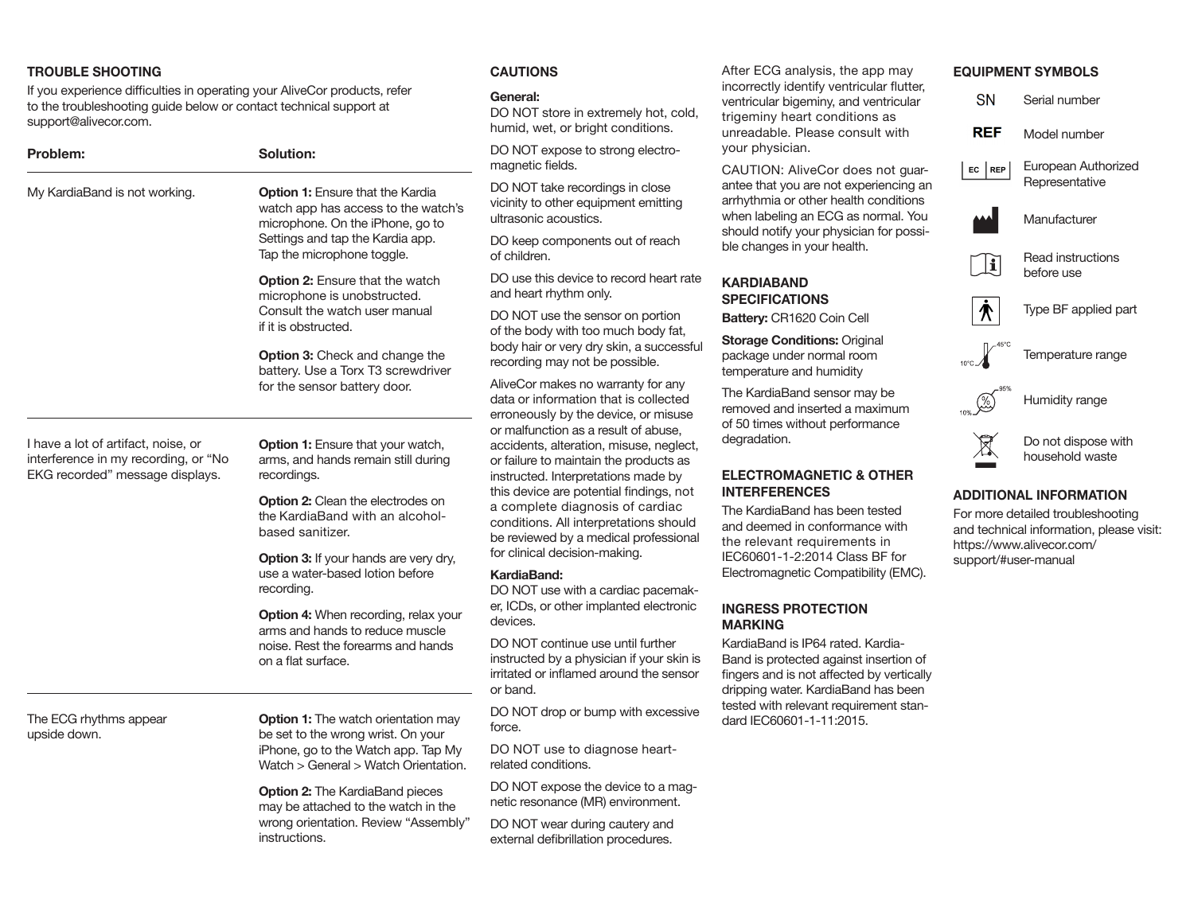## TROUBLE SHOOTING

If you experience difficulties in operating your AliveCor products, refer to the troubleshooting guide below or contact technical support at support@alivecor.com.

| Problem: | Solution: |
| --- | --- |
| My KardiaBand is not working. | **Option 1:** Ensure that the Kardia watch app has access to the watch's microphone. On the iPhone, go to Settings and tap the Kardia app. Tap the microphone toggle.<br><br>**Option 2:** Ensure that the watch microphone is unobstructed. Consult the watch user manual if it is obstructed.<br><br>**Option 3:** Check and change the battery. Use a Torx T3 screwdriver for the sensor battery door. |
| I have a lot of artifact, noise, or interference in my recording, or "No EKG recorded" message displays. | **Option 1:** Ensure that your watch, arms, and hands remain still during recordings.<br><br>**Option 2:** Clean the electrodes on the KardiaBand with an alcohol-based sanitizer.<br><br>**Option 3:** If your hands are very dry, use a water-based lotion before recording.<br><br>**Option 4:** When recording, relax your arms and hands to reduce muscle noise. Rest the forearms and hands on a flat surface. |
| The ECG rhythms appear upside down. | **Option 1:** The watch orientation may be set to the wrong wrist. On your iPhone, go to the Watch app. Tap My Watch > General > Watch Orientation.<br><br>**Option 2:** The KardiaBand pieces may be attached to the watch in the wrong orientation. Review "Assembly" instructions. |

## CAUTIONS

**General:**

DO NOT store in extremely hot, cold, humid, wet, or bright conditions.

DO NOT expose to strong electromagnetic fields.

DO NOT take recordings in close vicinity to other equipment emitting ultrasonic acoustics.

DO keep components out of reach of children.

DO use this device to record heart rate and heart rhythm only.

DO NOT use the sensor on portion of the body with too much body fat, body hair or very dry skin, a successful recording may not be possible.

AliveCor makes no warranty for any data or information that is collected erroneously by the device, or misuse or malfunction as a result of abuse, accidents, alteration, misuse, neglect, or failure to maintain the products as instructed. Interpretations made by this device are potential findings, not a complete diagnosis of cardiac conditions. All interpretations should be reviewed by a medical professional for clinical decision-making.

**KardiaBand:**

DO NOT use with a cardiac pacemaker, ICDs, or other implanted electronic devices.

DO NOT continue use until further instructed by a physician if your skin is irritated or inflamed around the sensor or band.

DO NOT drop or bump with excessive force.

DO NOT use to diagnose heart-related conditions.

DO NOT expose the device to a magnetic resonance (MR) environment.

DO NOT wear during cautery and external defibrillation procedures.

After ECG analysis, the app may incorrectly identify ventricular flutter, ventricular bigeminy, and ventricular trigeminy heart conditions as unreadable. Please consult with your physician.

CAUTION: AliveCor does not guarantee that you are not experiencing an arrhythmia or other health conditions when labeling an ECG as normal. You should notify your physician for possible changes in your health.

## KARDIABAND SPECIFICATIONS

**Battery:** CR1620 Coin Cell

**Storage Conditions:** Original package under normal room temperature and humidity

The KardiaBand sensor may be removed and inserted a maximum of 50 times without performance degradation.

## ELECTROMAGNETIC & OTHER INTERFERENCES

The KardiaBand has been tested and deemed in conformance with the relevant requirements in IEC60601-1-2:2014 Class BF for Electromagnetic Compatibility (EMC).

## INGRESS PROTECTION MARKING

KardiaBand is IP64 rated. KardiaBand is protected against insertion of fingers and is not affected by vertically dripping water. KardiaBand has been tested with relevant requirement standard IEC60601-1-11:2015.

## EQUIPMENT SYMBOLS

| | |
| --- | --- |
| SN | Serial number |
| REF | Model number |
| EC REP | European Authorized Representative |
| | Manufacturer |
| | Read instructions before use |
| | Type BF applied part |
| 10°C – 45°C | Temperature range |
| 10% – 95% | Humidity range |
| | Do not dispose with household waste |

## ADDITIONAL INFORMATION

For more detailed troubleshooting and technical information, please visit: https://www.alivecor.com/support/#user-manual